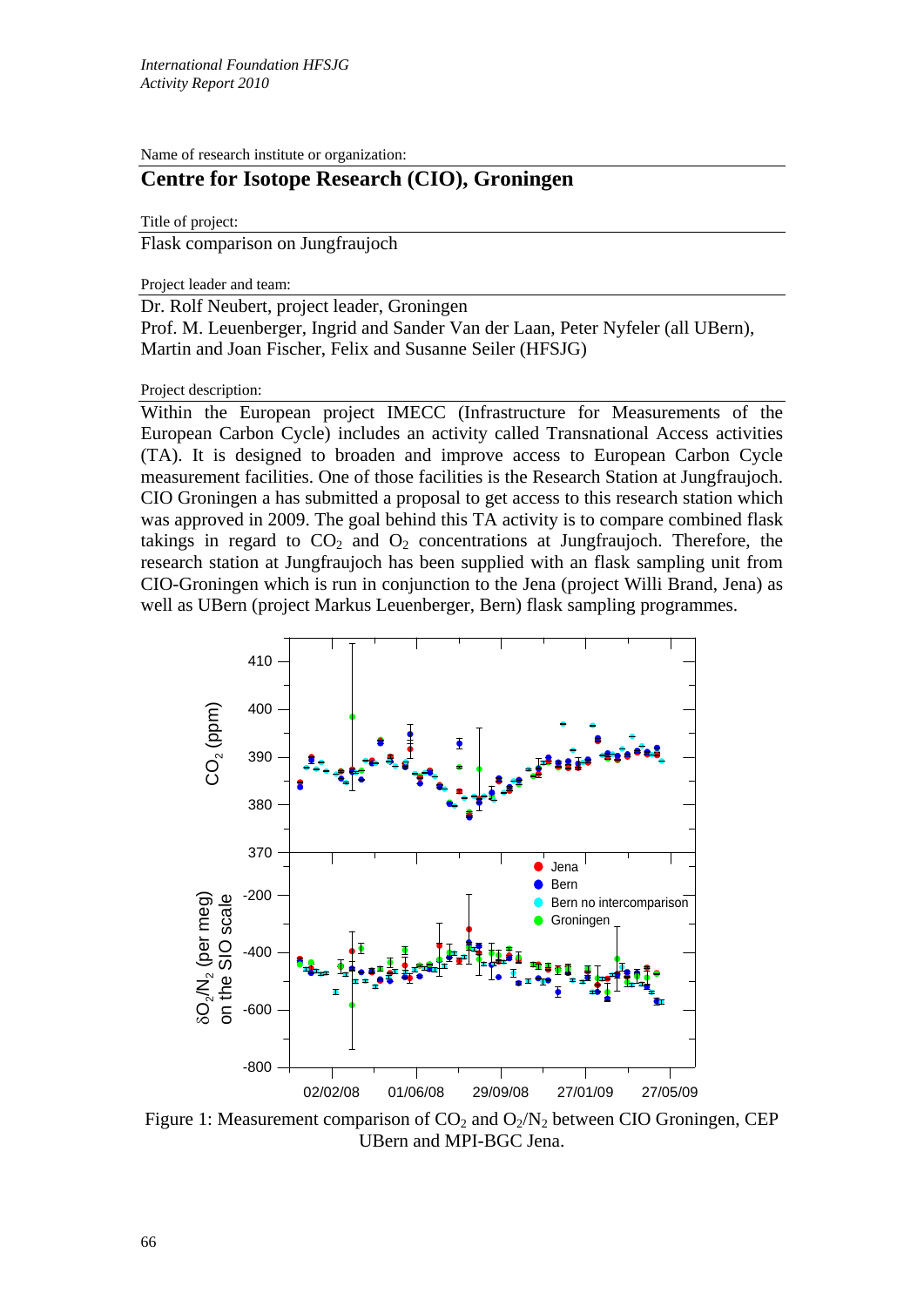*International Foundation HFSJG*
*Activity Report 2010*

Name of research institute or organization:

## Centre for Isotope Research (CIO), Groningen

Title of project:

Flask comparison on Jungfraujoch

Project leader and team:

Dr. Rolf Neubert, project leader, Groningen
Prof. M. Leuenberger, Ingrid and Sander Van der Laan, Peter Nyfeler (all UBern), Martin and Joan Fischer, Felix and Susanne Seiler (HFSJG)

Project description:

Within the European project IMECC (Infrastructure for Measurements of the European Carbon Cycle) includes an activity called Transnational Access activities (TA). It is designed to broaden and improve access to European Carbon Cycle measurement facilities. One of those facilities is the Research Station at Jungfraujoch. CIO Groningen a has submitted a proposal to get access to this research station which was approved in 2009. The goal behind this TA activity is to compare combined flask takings in regard to $CO_2$ and $O_2$ concentrations at Jungfraujoch. Therefore, the research station at Jungfraujoch has been supplied with an flask sampling unit from CIO-Groningen which is run in conjunction to the Jena (project Willi Brand, Jena) as well as UBern (project Markus Leuenberger, Bern) flask sampling programmes.

Figure 1: Measurement comparison of $CO_2$ and $O_2/N_2$ between CIO Groningen, CEP UBern and MPI-BGC Jena.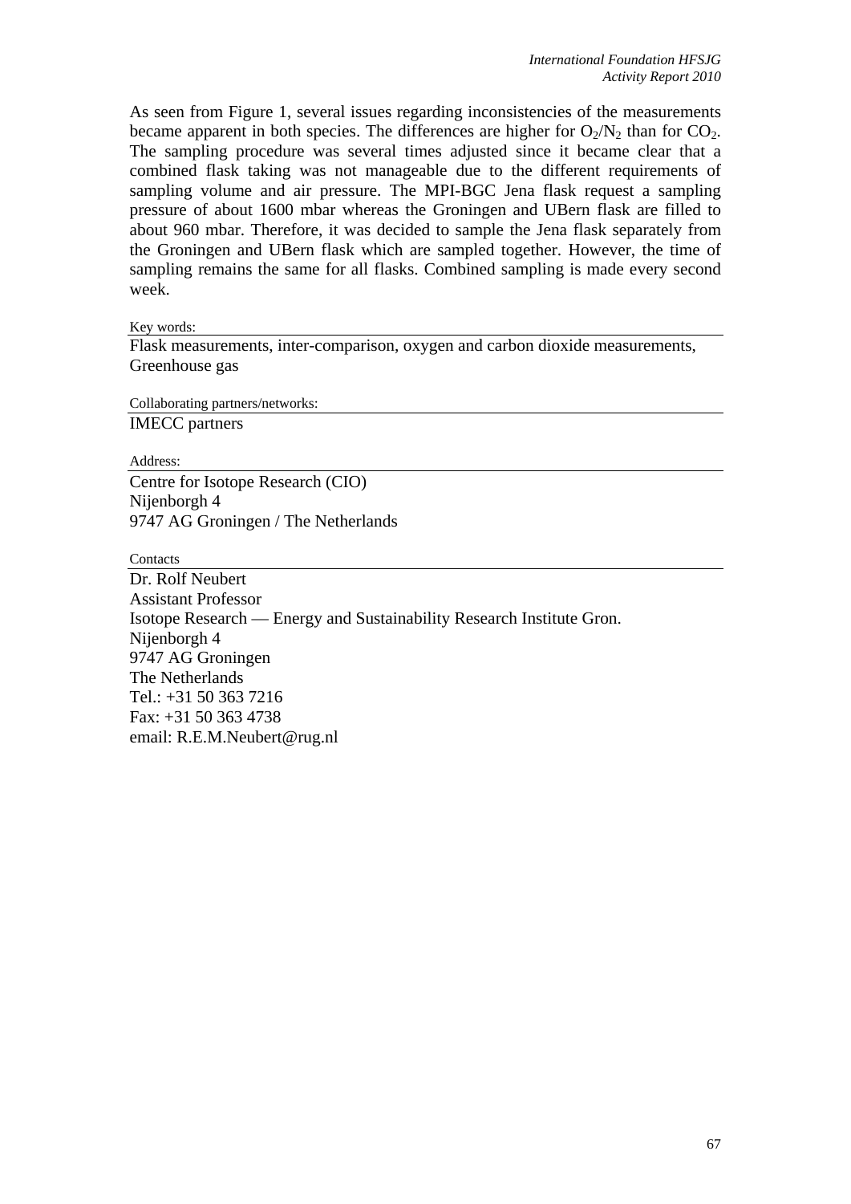As seen from Figure 1, several issues regarding inconsistencies of the measurements became apparent in both species. The differences are higher for $O_2/N_2$ than for $CO_2$. The sampling procedure was several times adjusted since it became clear that a combined flask taking was not manageable due to the different requirements of sampling volume and air pressure. The MPI-BGC Jena flask request a sampling pressure of about 1600 mbar whereas the Groningen and UBern flask are filled to about 960 mbar. Therefore, it was decided to sample the Jena flask separately from the Groningen and UBern flask which are sampled together. However, the time of sampling remains the same for all flasks. Combined sampling is made every second week.

Key words:

Flask measurements, inter-comparison, oxygen and carbon dioxide measurements, Greenhouse gas

Collaborating partners/networks:

IMECC partners

Address:

Centre for Isotope Research (CIO)
Nijenborgh 4
9747 AG Groningen / The Netherlands

Contacts

Dr. Rolf Neubert
Assistant Professor
Isotope Research — Energy and Sustainability Research Institute Gron.
Nijenborgh 4
9747 AG Groningen
The Netherlands
Tel.: +31 50 363 7216
Fax: +31 50 363 4738
email: R.E.M.Neubert@rug.nl